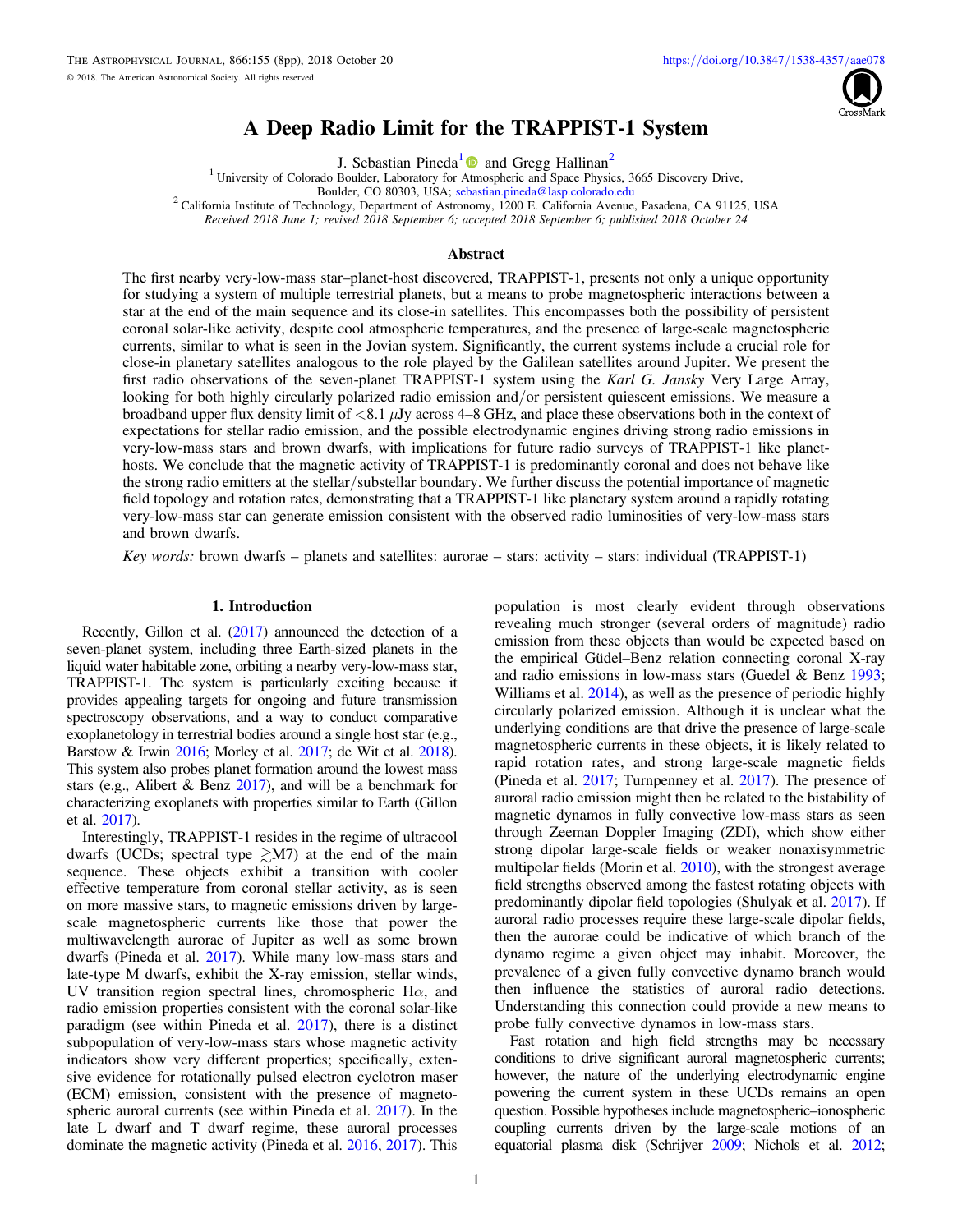# A Deep Radio Limit for the TRAPPIST-1 System

J. Sebastian Pineda[1] and Gregg Hallinan[2]

[1] University of Colorado Boulder, Laboratory for Atmospheric and Space Physics, 3665 Discovery Drive, Boulder, CO 80303, USA; sebastian.pineda@lasp.colorado.edu

[2] California Institute of Technology, Department of Astronomy, 1200 E. California Avenue, Pasadena, CA 91125, USA

*Received 2018 June 1; revised 2018 September 6; accepted 2018 September 6; published 2018 October 24*

## Abstract

The first nearby very-low-mass star–planet-host discovered, TRAPPIST-1, presents not only a unique opportunity for studying a system of multiple terrestrial planets, but a means to probe magnetospheric interactions between a star at the end of the main sequence and its close-in satellites. This encompasses both the possibility of persistent coronal solar-like activity, despite cool atmospheric temperatures, and the presence of large-scale magnetospheric currents, similar to what is seen in the Jovian system. Significantly, the current systems include a crucial role for close-in planetary satellites analogous to the role played by the Galilean satellites around Jupiter. We present the first radio observations of the seven-planet TRAPPIST-1 system using the *Karl G. Jansky* Very Large Array, looking for both highly circularly polarized radio emission and/or persistent quiescent emissions. We measure a broadband upper flux density limit of $<8.1\ \mu$Jy across 4–8 GHz, and place these observations both in the context of expectations for stellar radio emission, and the possible electrodynamic engines driving strong radio emissions in very-low-mass stars and brown dwarfs, with implications for future radio surveys of TRAPPIST-1 like planet-hosts. We conclude that the magnetic activity of TRAPPIST-1 is predominantly coronal and does not behave like the strong radio emitters at the stellar/substellar boundary. We further discuss the potential importance of magnetic field topology and rotation rates, demonstrating that a TRAPPIST-1 like planetary system around a rapidly rotating very-low-mass star can generate emission consistent with the observed radio luminosities of very-low-mass stars and brown dwarfs.

*Key words:* brown dwarfs – planets and satellites: aurorae – stars: activity – stars: individual (TRAPPIST-1)

## 1. Introduction

Recently, Gillon et al. (2017) announced the detection of a seven-planet system, including three Earth-sized planets in the liquid water habitable zone, orbiting a nearby very-low-mass star, TRAPPIST-1. The system is particularly exciting because it provides appealing targets for ongoing and future transmission spectroscopy observations, and a way to conduct comparative exoplanetology in terrestrial bodies around a single host star (e.g., Barstow & Irwin 2016; Morley et al. 2017; de Wit et al. 2018). This system also probes planet formation around the lowest mass stars (e.g., Alibert & Benz 2017), and will be a benchmark for characterizing exoplanets with properties similar to Earth (Gillon et al. 2017).

Interestingly, TRAPPIST-1 resides in the regime of ultracool dwarfs (UCDs; spectral type $\gtrsim$M7) at the end of the main sequence. These objects exhibit a transition with cooler effective temperature from coronal stellar activity, as is seen on more massive stars, to magnetic emissions driven by large-scale magnetospheric currents like those that power the multiwavelength aurorae of Jupiter as well as some brown dwarfs (Pineda et al. 2017). While many low-mass stars and late-type M dwarfs, exhibit the X-ray emission, stellar winds, UV transition region spectral lines, chromospheric H$\alpha$, and radio emission properties consistent with the coronal solar-like paradigm (see within Pineda et al. 2017), there is a distinct subpopulation of very-low-mass stars whose magnetic activity indicators show very different properties; specifically, extensive evidence for rotationally pulsed electron cyclotron maser (ECM) emission, consistent with the presence of magnetospheric auroral currents (see within Pineda et al. 2017). In the late L dwarf and T dwarf regime, these auroral processes dominate the magnetic activity (Pineda et al. 2016, 2017). This population is most clearly evident through observations revealing much stronger (several orders of magnitude) radio emission from these objects than would be expected based on the empirical Güdel–Benz relation connecting coronal X-ray and radio emissions in low-mass stars (Guedel & Benz 1993; Williams et al. 2014), as well as the presence of periodic highly circularly polarized emission. Although it is unclear what the underlying conditions are that drive the presence of large-scale magnetospheric currents in these objects, it is likely related to rapid rotation rates, and strong large-scale magnetic fields (Pineda et al. 2017; Turnpenney et al. 2017). The presence of auroral radio emission might then be related to the bistability of magnetic dynamos in fully convective low-mass stars as seen through Zeeman Doppler Imaging (ZDI), which show either strong dipolar large-scale fields or weaker nonaxisymmetric multipolar fields (Morin et al. 2010), with the strongest average field strengths observed among the fastest rotating objects with predominantly dipolar field topologies (Shulyak et al. 2017). If auroral radio processes require these large-scale dipolar fields, then the aurorae could be indicative of which branch of the dynamo regime a given object may inhabit. Moreover, the prevalence of a given fully convective dynamo branch would then influence the statistics of auroral radio detections. Understanding this connection could provide a new means to probe fully convective dynamos in low-mass stars.

Fast rotation and high field strengths may be necessary conditions to drive significant auroral magnetospheric currents; however, the nature of the underlying electrodynamic engine powering the current system in these UCDs remains an open question. Possible hypotheses include magnetospheric–ionospheric coupling currents driven by the large-scale motions of an equatorial plasma disk (Schrijver 2009; Nichols et al. 2012;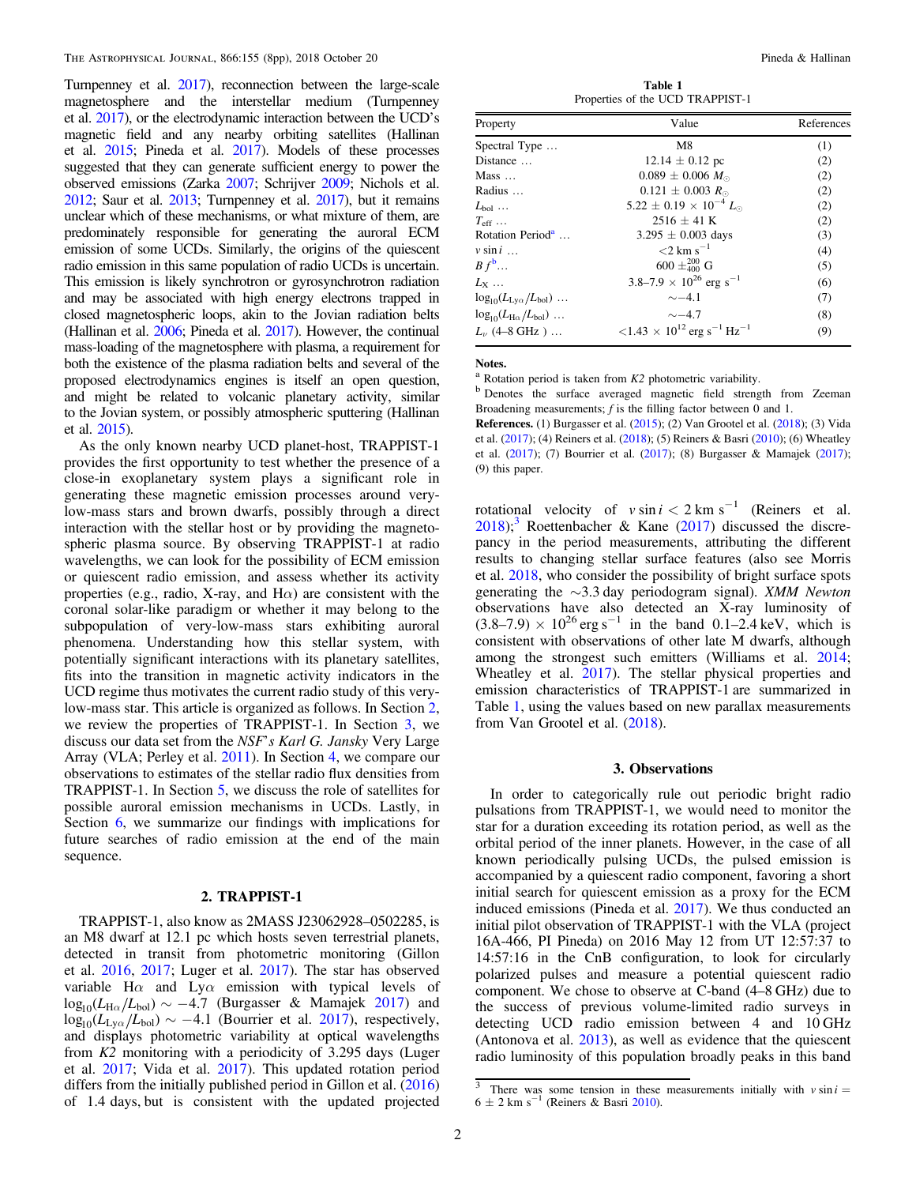Turnpenney et al. 2017), reconnection between the large-scale magnetosphere and the interstellar medium (Turnpenney et al. 2017), or the electrodynamic interaction between the UCD's magnetic field and any nearby orbiting satellites (Hallinan et al. 2015; Pineda et al. 2017). Models of these processes suggested that they can generate sufficient energy to power the observed emissions (Zarka 2007; Schrijver 2009; Nichols et al. 2012; Saur et al. 2013; Turnpenney et al. 2017), but it remains unclear which of these mechanisms, or what mixture of them, are predominately responsible for generating the auroral ECM emission of some UCDs. Similarly, the origins of the quiescent radio emission in this same population of radio UCDs is uncertain. This emission is likely synchrotron or gyrosynchrotron radiation and may be associated with high energy electrons trapped in closed magnetospheric loops, akin to the Jovian radiation belts (Hallinan et al. 2006; Pineda et al. 2017). However, the continual mass-loading of the magnetosphere with plasma, a requirement for both the existence of the plasma radiation belts and several of the proposed electrodynamics engines is itself an open question, and might be related to volcanic planetary activity, similar to the Jovian system, or possibly atmospheric sputtering (Hallinan et al. 2015).

As the only known nearby UCD planet-host, TRAPPIST-1 provides the first opportunity to test whether the presence of a close-in exoplanetary system plays a significant role in generating these magnetic emission processes around very-low-mass stars and brown dwarfs, possibly through a direct interaction with the stellar host or by providing the magnetospheric plasma source. By observing TRAPPIST-1 at radio wavelengths, we can look for the possibility of ECM emission or quiescent radio emission, and assess whether its activity properties (e.g., radio, X-ray, and Hα) are consistent with the coronal solar-like paradigm or whether it may belong to the subpopulation of very-low-mass stars exhibiting auroral phenomena. Understanding how this stellar system, with potentially significant interactions with its planetary satellites, fits into the transition in magnetic activity indicators in the UCD regime thus motivates the current radio study of this very-low-mass star. This article is organized as follows. In Section 2, we review the properties of TRAPPIST-1. In Section 3, we discuss our data set from the *NSF's Karl G. Jansky* Very Large Array (VLA; Perley et al. 2011). In Section 4, we compare our observations to estimates of the stellar radio flux densities from TRAPPIST-1. In Section 5, we discuss the role of satellites for possible auroral emission mechanisms in UCDs. Lastly, in Section 6, we summarize our findings with implications for future searches of radio emission at the end of the main sequence.

## 2. TRAPPIST-1

TRAPPIST-1, also know as 2MASS J23062928–0502285, is an M8 dwarf at 12.1 pc which hosts seven terrestrial planets, detected in transit from photometric monitoring (Gillon et al. 2016, 2017; Luger et al. 2017). The star has observed variable Hα and Lyα emission with typical levels of $\log_{10}(L_{\mathrm{H}\alpha}/L_{\mathrm{bol}}) \sim -4.7$ (Burgasser & Mamajek 2017) and $\log_{10}(L_{\mathrm{Ly}\alpha}/L_{\mathrm{bol}}) \sim -4.1$ (Bourrier et al. 2017), respectively, and displays photometric variability at optical wavelengths from *K2* monitoring with a periodicity of 3.295 days (Luger et al. 2017; Vida et al. 2017). This updated rotation period differs from the initially published period in Gillon et al. (2016) of 1.4 days, but is consistent with the updated projected rotational velocity of $v \sin i < 2$ km s$^{-1}$ (Reiners et al. 2018);[3] Roettenbacher & Kane (2017) discussed the discrepancy in the period measurements, attributing the different results to changing stellar surface features (also see Morris et al. 2018, who consider the possibility of bright surface spots generating the ∼3.3 day periodogram signal). *XMM Newton* observations have also detected an X-ray luminosity of $(3.8–7.9) \times 10^{26}$ erg s$^{-1}$ in the band 0.1–2.4 keV, which is consistent with observations of other late M dwarfs, although among the strongest such emitters (Williams et al. 2014; Wheatley et al. 2017). The stellar physical properties and emission characteristics of TRAPPIST-1 are summarized in Table 1, using the values based on new parallax measurements from Van Grootel et al. (2018).

Table 1
Properties of the UCD TRAPPIST-1

| Property | Value | References |
|---|---|---|
| Spectral Type … | M8 | (1) |
| Distance … | 12.14 ± 0.12 pc | (2) |
| Mass … | 0.089 ± 0.006 $M_{\odot}$ | (2) |
| Radius … | 0.121 ± 0.003 $R_{\odot}$ | (2) |
| $L_{\mathrm{bol}}$ … | 5.22 ± 0.19 × $10^{-4}$ $L_{\odot}$ | (2) |
| $T_{\mathrm{eff}}$ … | 2516 ± 41 K | (2) |
| Rotation Period[a] … | 3.295 ± 0.003 days | (3) |
| $v \sin i$ … | <2 km s$^{-1}$ | (4) |
| $B f$[b]… | $600 \pm^{200}_{400}$ G | (5) |
| $L_{\mathrm{X}}$ … | 3.8–7.9 × $10^{26}$ erg s$^{-1}$ | (6) |
| $\log_{10}(L_{\mathrm{Ly}\alpha}/L_{\mathrm{bol}})$ … | ∼−4.1 | (7) |
| $\log_{10}(L_{\mathrm{H}\alpha}/L_{\mathrm{bol}})$ … | ∼−4.7 | (8) |
| $L_{\nu}$ (4–8 GHz ) … | <1.43 × $10^{12}$ erg s$^{-1}$ Hz$^{-1}$ | (9) |

**Notes.**
[a] Rotation period is taken from *K2* photometric variability.
[b] Denotes the surface averaged magnetic field strength from Zeeman Broadening measurements; $f$ is the filling factor between 0 and 1.
**References.** (1) Burgasser et al. (2015); (2) Van Grootel et al. (2018); (3) Vida et al. (2017); (4) Reiners et al. (2018); (5) Reiners & Basri (2010); (6) Wheatley et al. (2017); (7) Bourrier et al. (2017); (8) Burgasser & Mamajek (2017); (9) this paper.

## 3. Observations

In order to categorically rule out periodic bright radio pulsations from TRAPPIST-1, we would need to monitor the star for a duration exceeding its rotation period, as well as the orbital period of the inner planets. However, in the case of all known periodically pulsing UCDs, the pulsed emission is accompanied by a quiescent radio component, favoring a short initial search for quiescent emission as a proxy for the ECM induced emissions (Pineda et al. 2017). We thus conducted an initial pilot observation of TRAPPIST-1 with the VLA (project 16A-466, PI Pineda) on 2016 May 12 from UT 12:57:37 to 14:57:16 in the CnB configuration, to look for circularly polarized pulses and measure a potential quiescent radio component. We chose to observe at C-band (4–8 GHz) due to the success of previous volume-limited radio surveys in detecting UCD radio emission between 4 and 10 GHz (Antonova et al. 2013), as well as evidence that the quiescent radio luminosity of this population broadly peaks in this band

[3] There was some tension in these measurements initially with $v \sin i = 6 \pm 2$ km s$^{-1}$ (Reiners & Basri 2010).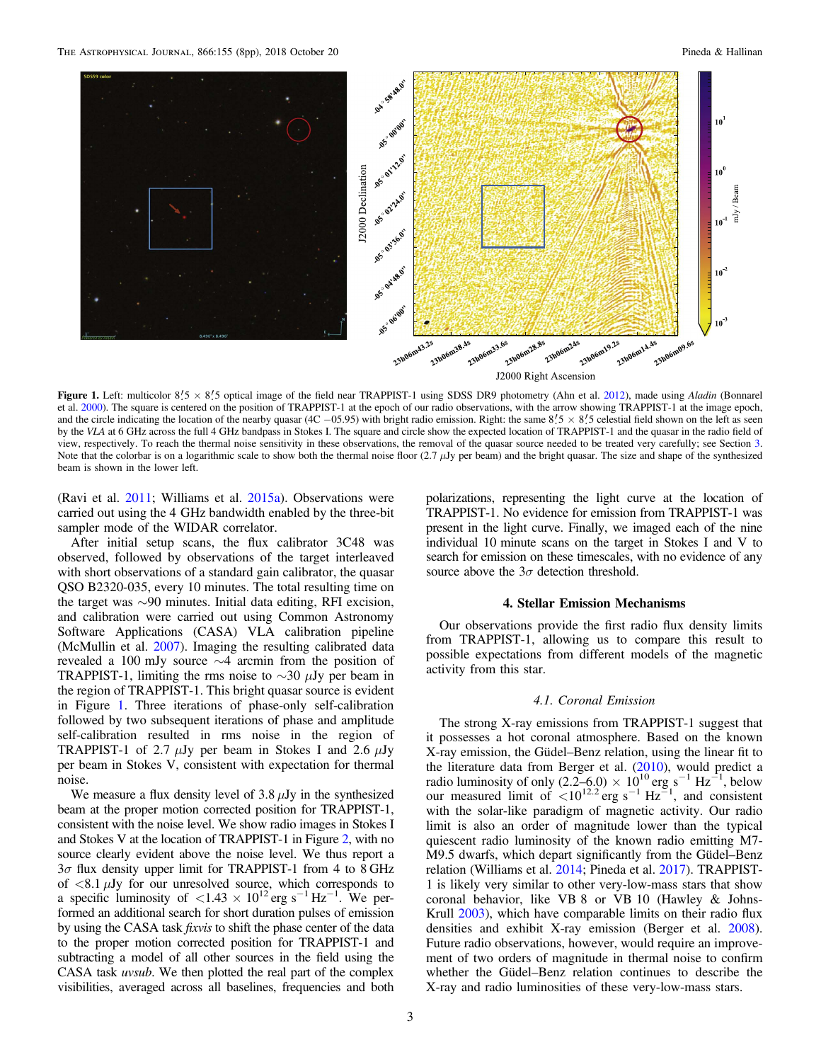**Figure 1.** Left: multicolor 8′.5 × 8′.5 optical image of the field near TRAPPIST-1 using SDSS DR9 photometry (Ahn et al. 2012), made using *Aladin* (Bonnarel et al. 2000). The square is centered on the position of TRAPPIST-1 at the epoch of our radio observations, with the arrow showing TRAPPIST-1 at the image epoch, and the circle indicating the location of the nearby quasar (4C −05.95) with bright radio emission. Right: the same 8′.5 × 8′.5 celestial field shown on the left as seen by the *VLA* at 6 GHz across the full 4 GHz bandpass in Stokes I. The square and circle show the expected location of TRAPPIST-1 and the quasar in the radio field of view, respectively. To reach the thermal noise sensitivity in these observations, the removal of the quasar source needed to be treated very carefully; see Section 3. Note that the colorbar is on a logarithmic scale to show both the thermal noise floor (2.7 $\mu$Jy per beam) and the bright quasar. The size and shape of the synthesized beam is shown in the lower left.

(Ravi et al. 2011; Williams et al. 2015a). Observations were carried out using the 4 GHz bandwidth enabled by the three-bit sampler mode of the WIDAR correlator.

After initial setup scans, the flux calibrator 3C48 was observed, followed by observations of the target interleaved with short observations of a standard gain calibrator, the quasar QSO B2320-035, every 10 minutes. The total resulting time on the target was ∼90 minutes. Initial data editing, RFI excision, and calibration were carried out using Common Astronomy Software Applications (CASA) VLA calibration pipeline (McMullin et al. 2007). Imaging the resulting calibrated data revealed a 100 mJy source ∼4 arcmin from the position of TRAPPIST-1, limiting the rms noise to ∼30 $\mu$Jy per beam in the region of TRAPPIST-1. This bright quasar source is evident in Figure 1. Three iterations of phase-only self-calibration followed by two subsequent iterations of phase and amplitude self-calibration resulted in rms noise in the region of TRAPPIST-1 of 2.7 $\mu$Jy per beam in Stokes I and 2.6 $\mu$Jy per beam in Stokes V, consistent with expectation for thermal noise.

We measure a flux density level of 3.8 $\mu$Jy in the synthesized beam at the proper motion corrected position for TRAPPIST-1, consistent with the noise level. We show radio images in Stokes I and Stokes V at the location of TRAPPIST-1 in Figure 2, with no source clearly evident above the noise level. We thus report a 3$\sigma$ flux density upper limit for TRAPPIST-1 from 4 to 8 GHz of $<8.1$ $\mu$Jy for our unresolved source, which corresponds to a specific luminosity of $<1.43 \times 10^{12}$ erg s$^{-1}$ Hz$^{-1}$. We performed an additional search for short duration pulses of emission by using the CASA task *fixvis* to shift the phase center of the data to the proper motion corrected position for TRAPPIST-1 and subtracting a model of all other sources in the field using the CASA task *uvsub*. We then plotted the real part of the complex visibilities, averaged across all baselines, frequencies and both polarizations, representing the light curve at the location of TRAPPIST-1. No evidence for emission from TRAPPIST-1 was present in the light curve. Finally, we imaged each of the nine individual 10 minute scans on the target in Stokes I and V to search for emission on these timescales, with no evidence of any source above the 3$\sigma$ detection threshold.

## 4. Stellar Emission Mechanisms

Our observations provide the first radio flux density limits from TRAPPIST-1, allowing us to compare this result to possible expectations from different models of the magnetic activity from this star.

### 4.1. Coronal Emission

The strong X-ray emissions from TRAPPIST-1 suggest that it possesses a hot coronal atmosphere. Based on the known X-ray emission, the Güdel–Benz relation, using the linear fit to the literature data from Berger et al. (2010), would predict a radio luminosity of only (2.2–6.0) $\times$ $10^{10}$ erg s$^{-1}$ Hz$^{-1}$, below our measured limit of $<10^{12.2}$ erg s$^{-1}$ Hz$^{-1}$, and consistent with the solar-like paradigm of magnetic activity. Our radio limit is also an order of magnitude lower than the typical quiescent radio luminosity of the known radio emitting M7-M9.5 dwarfs, which depart significantly from the Güdel–Benz relation (Williams et al. 2014; Pineda et al. 2017). TRAPPIST-1 is likely very similar to other very-low-mass stars that show coronal behavior, like VB 8 or VB 10 (Hawley & Johns-Krull 2003), which have comparable limits on their radio flux densities and exhibit X-ray emission (Berger et al. 2008). Future radio observations, however, would require an improvement of two orders of magnitude in thermal noise to confirm whether the Güdel–Benz relation continues to describe the X-ray and radio luminosities of these very-low-mass stars.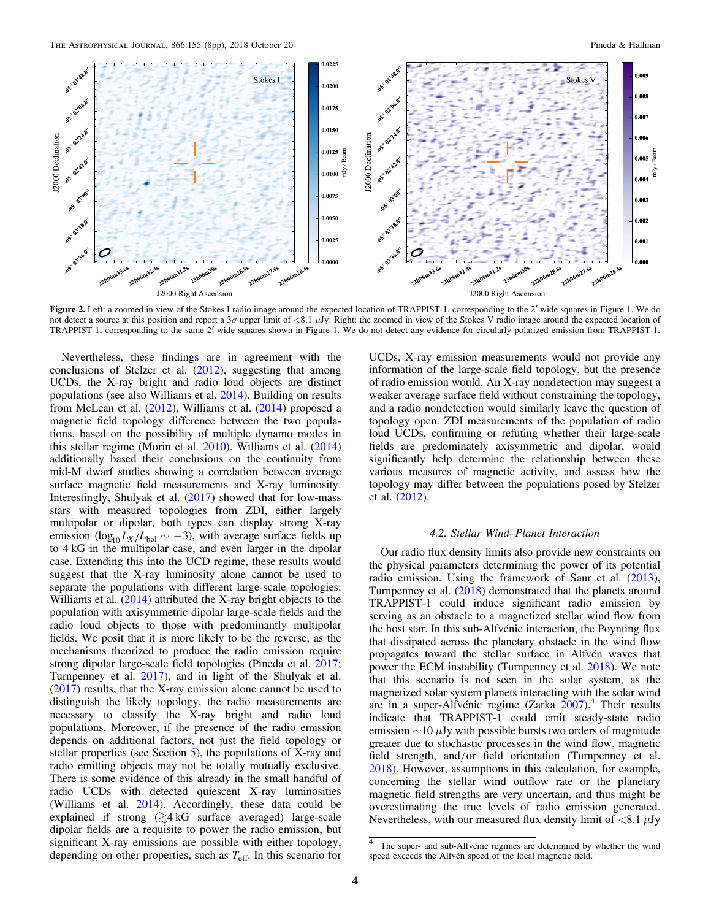**Figure 2.** Left: a zoomed in view of the Stokes I radio image around the expected location of TRAPPIST-1, corresponding to the 2′ wide squares in Figure 1. We do not detect a source at this position and report a 3σ upper limit of <8.1 μJy. Right: the zoomed in view of the Stokes V radio image around the expected location of TRAPPIST-1, corresponding to the same 2′ wide squares shown in Figure 1. We do not detect any evidence for circularly polarized emission from TRAPPIST-1.

Nevertheless, these findings are in agreement with the conclusions of Stelzer et al. (2012), suggesting that among UCDs, the X-ray bright and radio loud objects are distinct populations (see also Williams et al. 2014). Building on results from McLean et al. (2012), Williams et al. (2014) proposed a magnetic field topology difference between the two populations, based on the possibility of multiple dynamo modes in this stellar regime (Morin et al. 2010). Williams et al. (2014) additionally based their conclusions on the continuity from mid-M dwarf studies showing a correlation between average surface magnetic field measurements and X-ray luminosity. Interestingly, Shulyak et al. (2017) showed that for low-mass stars with measured topologies from ZDI, either largely multipolar or dipolar, both types can display strong X-ray emission ($\log_{10} L_X/L_{\rm bol} \sim -3$), with average surface fields up to 4 kG in the multipolar case, and even larger in the dipolar case. Extending this into the UCD regime, these results would suggest that the X-ray luminosity alone cannot be used to separate the populations with different large-scale topologies. Williams et al. (2014) attributed the X-ray bright objects to the population with axisymmetric dipolar large-scale fields and the radio loud objects to those with predominantly multipolar fields. We posit that it is more likely to be the reverse, as the mechanisms theorized to produce the radio emission require strong dipolar large-scale field topologies (Pineda et al. 2017; Turnpenney et al. 2017), and in light of the Shulyak et al. (2017) results, that the X-ray emission alone cannot be used to distinguish the likely topology, the radio measurements are necessary to classify the X-ray bright and radio loud populations. Moreover, if the presence of the radio emission depends on additional factors, not just the field topology or stellar properties (see Section 5), the populations of X-ray and radio emitting objects may not be totally mutually exclusive. There is some evidence of this already in the small handful of radio UCDs with detected quiescent X-ray luminosities (Williams et al. 2014). Accordingly, these data could be explained if strong ($\gtrsim$4 kG surface averaged) large-scale dipolar fields are a requisite to power the radio emission, but significant X-ray emissions are possible with either topology, depending on other properties, such as $T_{\rm eff}$. In this scenario for UCDs, X-ray emission measurements would not provide any information of the large-scale field topology, but the presence of radio emission would. An X-ray nondetection may suggest a weaker average surface field without constraining the topology, and a radio nondetection would similarly leave the question of topology open. ZDI measurements of the population of radio loud UCDs, confirming or refuting whether their large-scale fields are predominately axisymmetric and dipolar, would significantly help determine the relationship between these various measures of magnetic activity, and assess how the topology may differ between the populations posed by Stelzer et al. (2012).

### 4.2. Stellar Wind–Planet Interaction

Our radio flux density limits also provide new constraints on the physical parameters determining the power of its potential radio emission. Using the framework of Saur et al. (2013), Turnpenney et al. (2018) demonstrated that the planets around TRAPPIST-1 could induce significant radio emission by serving as an obstacle to a magnetized stellar wind flow from the host star. In this sub-Alfvénic interaction, the Poynting flux that dissipated across the planetary obstacle in the wind flow propagates toward the stellar surface in Alfvén waves that power the ECM instability (Turnpenney et al. 2018). We note that this scenario is not seen in the solar system, as the magnetized solar system planets interacting with the solar wind are in a super-Alfvénic regime (Zarka 2007).[4] Their results indicate that TRAPPIST-1 could emit steady-state radio emission ~10 μJy with possible bursts two orders of magnitude greater due to stochastic processes in the wind flow, magnetic field strength, and/or field orientation (Turnpenney et al. 2018). However, assumptions in this calculation, for example, concerning the stellar wind outflow rate or the planetary magnetic field strengths are very uncertain, and thus might be overestimating the true levels of radio emission generated. Nevertheless, with our measured flux density limit of <8.1 μJy

[4] The super- and sub-Alfvénic regimes are determined by whether the wind speed exceeds the Alfvén speed of the local magnetic field.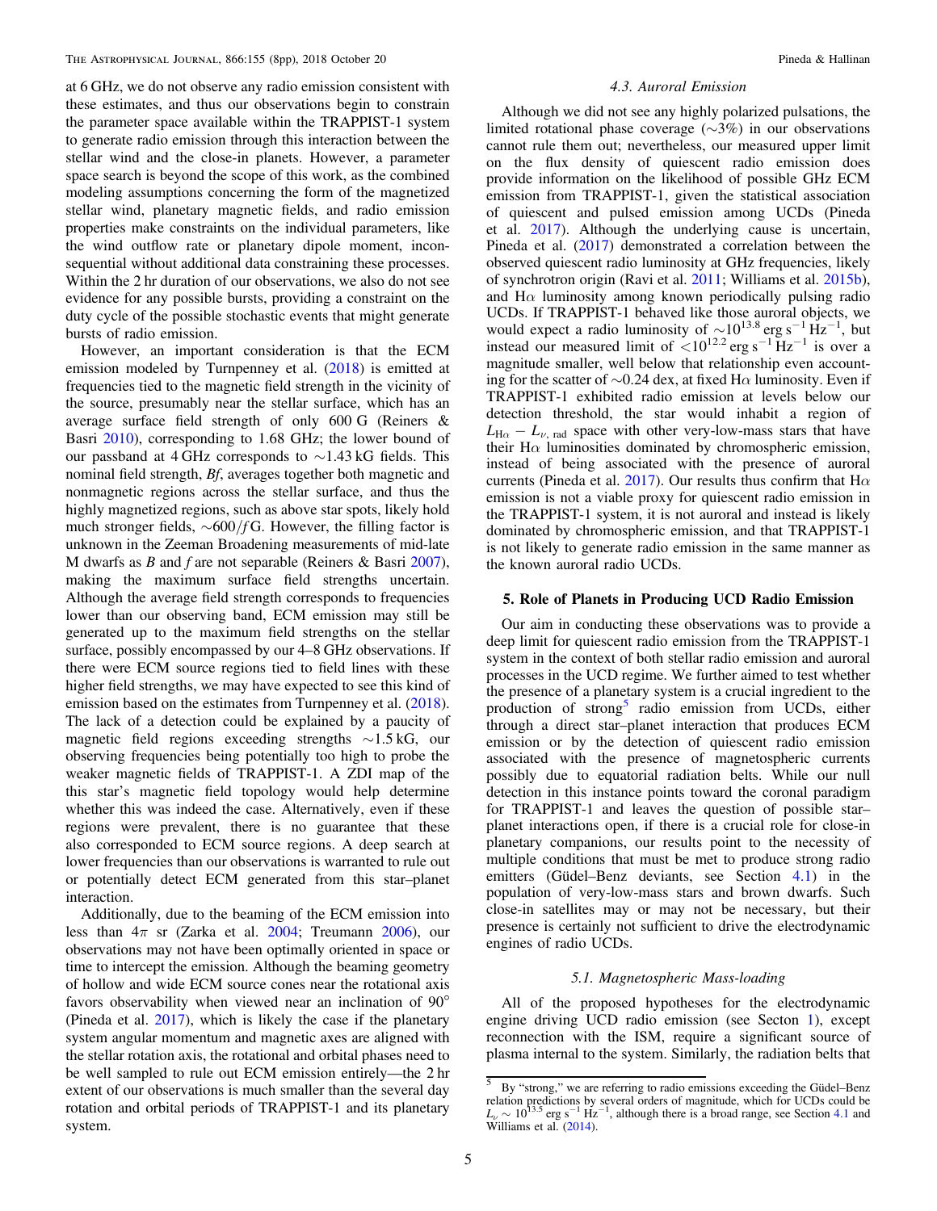at 6 GHz, we do not observe any radio emission consistent with these estimates, and thus our observations begin to constrain the parameter space available within the TRAPPIST-1 system to generate radio emission through this interaction between the stellar wind and the close-in planets. However, a parameter space search is beyond the scope of this work, as the combined modeling assumptions concerning the form of the magnetized stellar wind, planetary magnetic fields, and radio emission properties make constraints on the individual parameters, like the wind outflow rate or planetary dipole moment, inconsequential without additional data constraining these processes. Within the 2 hr duration of our observations, we also do not see evidence for any possible bursts, providing a constraint on the duty cycle of the possible stochastic events that might generate bursts of radio emission.

However, an important consideration is that the ECM emission modeled by Turnpenney et al. (2018) is emitted at frequencies tied to the magnetic field strength in the vicinity of the source, presumably near the stellar surface, which has an average surface field strength of only 600 G (Reiners & Basri 2010), corresponding to 1.68 GHz; the lower bound of our passband at 4 GHz corresponds to $\sim$1.43 kG fields. This nominal field strength, *Bf*, averages together both magnetic and nonmagnetic regions across the stellar surface, and thus the highly magnetized regions, such as above star spots, likely hold much stronger fields, $\sim$600/*f* G. However, the filling factor is unknown in the Zeeman Broadening measurements of mid-late M dwarfs as *B* and *f* are not separable (Reiners & Basri 2007), making the maximum surface field strengths uncertain. Although the average field strength corresponds to frequencies lower than our observing band, ECM emission may still be generated up to the maximum field strengths on the stellar surface, possibly encompassed by our 4–8 GHz observations. If there were ECM source regions tied to field lines with these higher field strengths, we may have expected to see this kind of emission based on the estimates from Turnpenney et al. (2018). The lack of a detection could be explained by a paucity of magnetic field regions exceeding strengths $\sim$1.5 kG, our observing frequencies being potentially too high to probe the weaker magnetic fields of TRAPPIST-1. A ZDI map of the this star's magnetic field topology would help determine whether this was indeed the case. Alternatively, even if these regions were prevalent, there is no guarantee that these also corresponded to ECM source regions. A deep search at lower frequencies than our observations is warranted to rule out or potentially detect ECM generated from this star–planet interaction.

Additionally, due to the beaming of the ECM emission into less than $4\pi$ sr (Zarka et al. 2004; Treumann 2006), our observations may not have been optimally oriented in space or time to intercept the emission. Although the beaming geometry of hollow and wide ECM source cones near the rotational axis favors observability when viewed near an inclination of 90° (Pineda et al. 2017), which is likely the case if the planetary system angular momentum and magnetic axes are aligned with the stellar rotation axis, the rotational and orbital phases need to be well sampled to rule out ECM emission entirely—the 2 hr extent of our observations is much smaller than the several day rotation and orbital periods of TRAPPIST-1 and its planetary system.

### 4.3. Auroral Emission

Although we did not see any highly polarized pulsations, the limited rotational phase coverage ($\sim$3%) in our observations cannot rule them out; nevertheless, our measured upper limit on the flux density of quiescent radio emission does provide information on the likelihood of possible GHz ECM emission from TRAPPIST-1, given the statistical association of quiescent and pulsed emission among UCDs (Pineda et al. 2017). Although the underlying cause is uncertain, Pineda et al. (2017) demonstrated a correlation between the observed quiescent radio luminosity at GHz frequencies, likely of synchrotron origin (Ravi et al. 2011; Williams et al. 2015b), and H$\alpha$ luminosity among known periodically pulsing radio UCDs. If TRAPPIST-1 behaved like those auroral objects, we would expect a radio luminosity of $\sim 10^{13.8}$ erg s$^{-1}$ Hz$^{-1}$, but instead our measured limit of $< 10^{12.2}$ erg s$^{-1}$ Hz$^{-1}$ is over a magnitude smaller, well below that relationship even accounting for the scatter of $\sim$0.24 dex, at fixed H$\alpha$ luminosity. Even if TRAPPIST-1 exhibited radio emission at levels below our detection threshold, the star would inhabit a region of $L_{\mathrm{H}\alpha} - L_{\nu,\,\mathrm{rad}}$ space with other very-low-mass stars that have their H$\alpha$ luminosities dominated by chromospheric emission, instead of being associated with the presence of auroral currents (Pineda et al. 2017). Our results thus confirm that H$\alpha$ emission is not a viable proxy for quiescent radio emission in the TRAPPIST-1 system, it is not auroral and instead is likely dominated by chromospheric emission, and that TRAPPIST-1 is not likely to generate radio emission in the same manner as the known auroral radio UCDs.

## 5. Role of Planets in Producing UCD Radio Emission

Our aim in conducting these observations was to provide a deep limit for quiescent radio emission from the TRAPPIST-1 system in the context of both stellar radio emission and auroral processes in the UCD regime. We further aimed to test whether the presence of a planetary system is a crucial ingredient to the production of strong[5] radio emission from UCDs, either through a direct star–planet interaction that produces ECM emission or by the detection of quiescent radio emission associated with the presence of magnetospheric currents possibly due to equatorial radiation belts. While our null detection in this instance points toward the coronal paradigm for TRAPPIST-1 and leaves the question of possible star–planet interactions open, if there is a crucial role for close-in planetary companions, our results point to the necessity of multiple conditions that must be met to produce strong radio emitters (Güdel–Benz deviants, see Section 4.1) in the population of very-low-mass stars and brown dwarfs. Such close-in satellites may or may not be necessary, but their presence is certainly not sufficient to drive the electrodynamic engines of radio UCDs.

### 5.1. Magnetospheric Mass-loading

All of the proposed hypotheses for the electrodynamic engine driving UCD radio emission (see Secton 1), except reconnection with the ISM, require a significant source of plasma internal to the system. Similarly, the radiation belts that

[5] By "strong," we are referring to radio emissions exceeding the Güdel–Benz relation predictions by several orders of magnitude, which for UCDs could be $L_\nu \sim 10^{13.5}$ erg s$^{-1}$ Hz$^{-1}$, although there is a broad range, see Section 4.1 and Williams et al. (2014).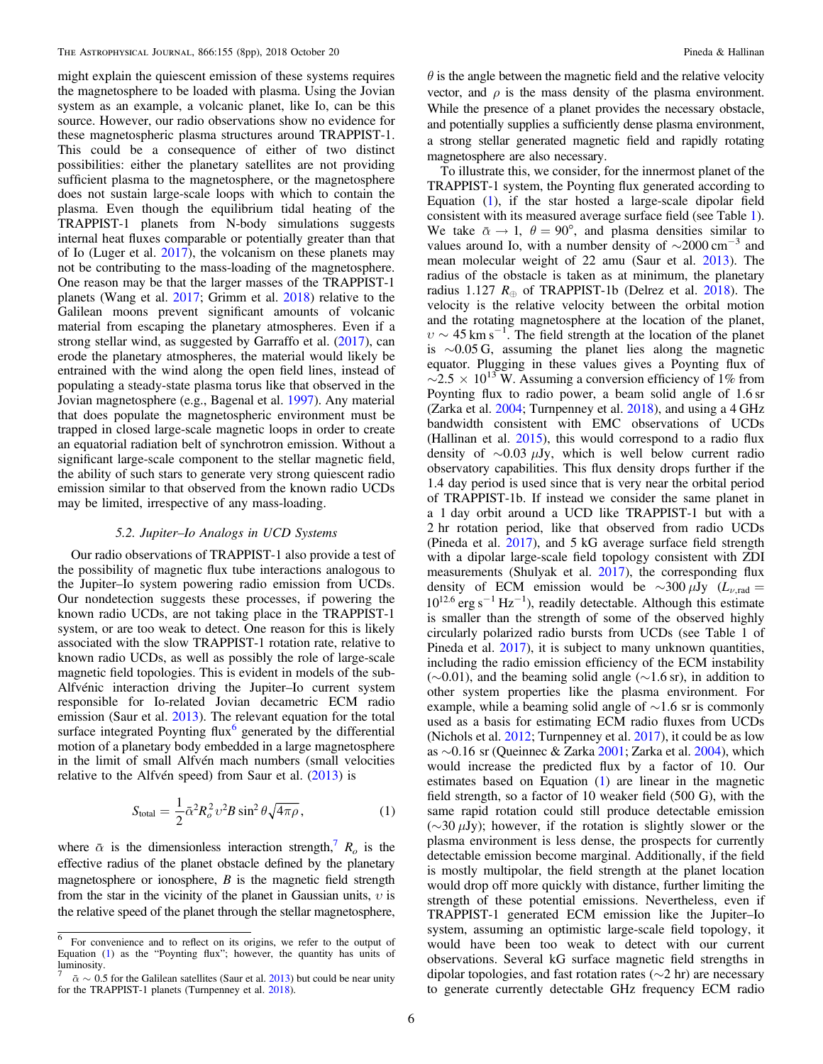might explain the quiescent emission of these systems requires the magnetosphere to be loaded with plasma. Using the Jovian system as an example, a volcanic planet, like Io, can be this source. However, our radio observations show no evidence for these magnetospheric plasma structures around TRAPPIST-1. This could be a consequence of either of two distinct possibilities: either the planetary satellites are not providing sufficient plasma to the magnetosphere, or the magnetosphere does not sustain large-scale loops with which to contain the plasma. Even though the equilibrium tidal heating of the TRAPPIST-1 planets from N-body simulations suggests internal heat fluxes comparable or potentially greater than that of Io (Luger et al. 2017), the volcanism on these planets may not be contributing to the mass-loading of the magnetosphere. One reason may be that the larger masses of the TRAPPIST-1 planets (Wang et al. 2017; Grimm et al. 2018) relative to the Galilean moons prevent significant amounts of volcanic material from escaping the planetary atmospheres. Even if a strong stellar wind, as suggested by Garraffo et al. (2017), can erode the planetary atmospheres, the material would likely be entrained with the wind along the open field lines, instead of populating a steady-state plasma torus like that observed in the Jovian magnetosphere (e.g., Bagenal et al. 1997). Any material that does populate the magnetospheric environment must be trapped in closed large-scale magnetic loops in order to create an equatorial radiation belt of synchrotron emission. Without a significant large-scale component to the stellar magnetic field, the ability of such stars to generate very strong quiescent radio emission similar to that observed from the known radio UCDs may be limited, irrespective of any mass-loading.

### 5.2. Jupiter–Io Analogs in UCD Systems

Our radio observations of TRAPPIST-1 also provide a test of the possibility of magnetic flux tube interactions analogous to the Jupiter–Io system powering radio emission from UCDs. Our nondetection suggests these processes, if powering the known radio UCDs, are not taking place in the TRAPPIST-1 system, or are too weak to detect. One reason for this is likely associated with the slow TRAPPIST-1 rotation rate, relative to known radio UCDs, as well as possibly the role of large-scale magnetic field topologies. This is evident in models of the sub-Alfvénic interaction driving the Jupiter–Io current system responsible for Io-related Jovian decametric ECM radio emission (Saur et al. 2013). The relevant equation for the total surface integrated Poynting flux[6] generated by the differential motion of a planetary body embedded in a large magnetosphere in the limit of small Alfvén mach numbers (small velocities relative to the Alfvén speed) from Saur et al. (2013) is

$$S_{\rm total} = \frac{1}{2}\bar{\alpha}^2 R_o^2 \upsilon^2 B \sin^2\theta \sqrt{4\pi\rho}\,, \tag{1}$$

where $\bar{\alpha}$ is the dimensionless interaction strength,[7] $R_o$ is the effective radius of the planet obstacle defined by the planetary magnetosphere or ionosphere, $B$ is the magnetic field strength from the star in the vicinity of the planet in Gaussian units, $\upsilon$ is the relative speed of the planet through the stellar magnetosphere, $\theta$ is the angle between the magnetic field and the relative velocity vector, and $\rho$ is the mass density of the plasma environment. While the presence of a planet provides the necessary obstacle, and potentially supplies a sufficiently dense plasma environment, a strong stellar generated magnetic field and rapidly rotating magnetosphere are also necessary.

To illustrate this, we consider, for the innermost planet of the TRAPPIST-1 system, the Poynting flux generated according to Equation (1), if the star hosted a large-scale dipolar field consistent with its measured average surface field (see Table 1). We take $\bar{\alpha} \to 1$, $\theta = 90°$, and plasma densities similar to values around Io, with a number density of $\sim$2000 cm$^{-3}$ and mean molecular weight of 22 amu (Saur et al. 2013). The radius of the obstacle is taken as at minimum, the planetary radius 1.127 $R_\oplus$ of TRAPPIST-1b (Delrez et al. 2018). The velocity is the relative velocity between the orbital motion and the rotating magnetosphere at the location of the planet, $\upsilon \sim 45$ km s$^{-1}$. The field strength at the location of the planet is $\sim$0.05 G, assuming the planet lies along the magnetic equator. Plugging in these values gives a Poynting flux of $\sim 2.5 \times 10^{13}$ W. Assuming a conversion efficiency of 1% from Poynting flux to radio power, a beam solid angle of 1.6 sr (Zarka et al. 2004; Turnpenney et al. 2018), and using a 4 GHz bandwidth consistent with EMC observations of UCDs (Hallinan et al. 2015), this would correspond to a radio flux density of $\sim$0.03 $\mu$Jy, which is well below current radio observatory capabilities. This flux density drops further if the 1.4 day period is used since that is very near the orbital period of TRAPPIST-1b. If instead we consider the same planet in a 1 day orbit around a UCD like TRAPPIST-1 but with a 2 hr rotation period, like that observed from radio UCDs (Pineda et al. 2017), and 5 kG average surface field strength with a dipolar large-scale field topology consistent with ZDI measurements (Shulyak et al. 2017), the corresponding flux density of ECM emission would be $\sim$300 $\mu$Jy ($L_{\nu,\rm rad} = 10^{12.6}$ erg s$^{-1}$ Hz$^{-1}$), readily detectable. Although this estimate is smaller than the strength of some of the observed highly circularly polarized radio bursts from UCDs (see Table 1 of Pineda et al. 2017), it is subject to many unknown quantities, including the radio emission efficiency of the ECM instability ($\sim$0.01), and the beaming solid angle ($\sim$1.6 sr), in addition to other system properties like the plasma environment. For example, while a beaming solid angle of $\sim$1.6 sr is commonly used as a basis for estimating ECM radio fluxes from UCDs (Nichols et al. 2012; Turnpenney et al. 2017), it could be as low as $\sim$0.16 sr (Queinnec & Zarka 2001; Zarka et al. 2004), which would increase the predicted flux by a factor of 10. Our estimates based on Equation (1) are linear in the magnetic field strength, so a factor of 10 weaker field (500 G), with the same rapid rotation could still produce detectable emission ($\sim$30 $\mu$Jy); however, if the rotation is slightly slower or the plasma environment is less dense, the prospects for currently detectable emission become marginal. Additionally, if the field is mostly multipolar, the field strength at the planet location would drop off more quickly with distance, further limiting the strength of these potential emissions. Nevertheless, even if TRAPPIST-1 generated ECM emission like the Jupiter–Io system, assuming an optimistic large-scale field topology, it would have been too weak to detect with our current observations. Several kG surface magnetic field strengths in dipolar topologies, and fast rotation rates ($\sim$2 hr) are necessary to generate currently detectable GHz frequency ECM radio

---

[6] For convenience and to reflect on its origins, we refer to the output of Equation (1) as the "Poynting flux"; however, the quantity has units of luminosity.

[7] $\bar{\alpha} \sim 0.5$ for the Galilean satellites (Saur et al. 2013) but could be near unity for the TRAPPIST-1 planets (Turnpenney et al. 2018).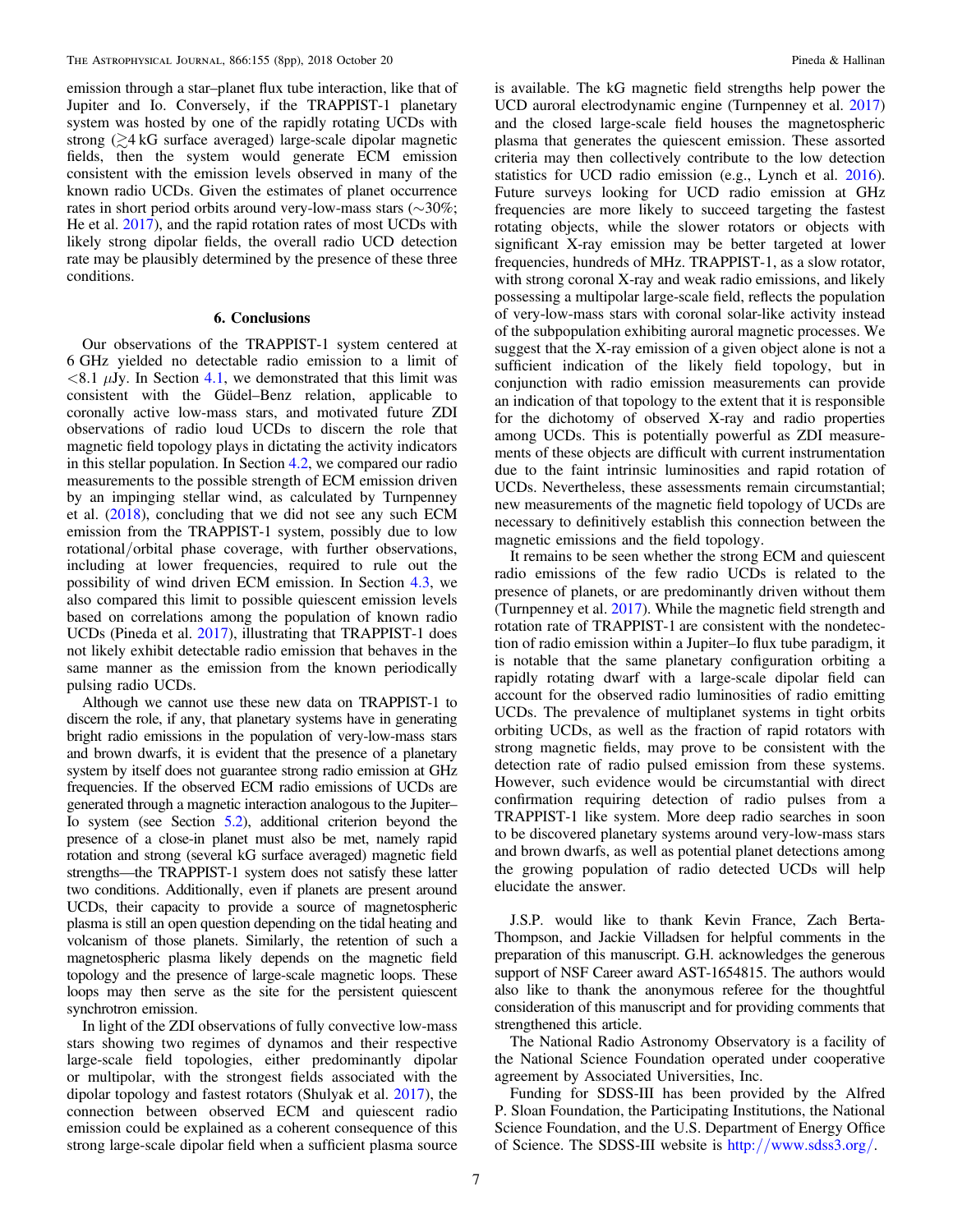emission through a star–planet flux tube interaction, like that of Jupiter and Io. Conversely, if the TRAPPIST-1 planetary system was hosted by one of the rapidly rotating UCDs with strong ($\gtrsim$4 kG surface averaged) large-scale dipolar magnetic fields, then the system would generate ECM emission consistent with the emission levels observed in many of the known radio UCDs. Given the estimates of planet occurrence rates in short period orbits around very-low-mass stars (~30%; He et al. 2017), and the rapid rotation rates of most UCDs with likely strong dipolar fields, the overall radio UCD detection rate may be plausibly determined by the presence of these three conditions.

## 6. Conclusions

Our observations of the TRAPPIST-1 system centered at 6 GHz yielded no detectable radio emission to a limit of $<8.1\ \mu$Jy. In Section 4.1, we demonstrated that this limit was consistent with the Güdel–Benz relation, applicable to coronally active low-mass stars, and motivated future ZDI observations of radio loud UCDs to discern the role that magnetic field topology plays in dictating the activity indicators in this stellar population. In Section 4.2, we compared our radio measurements to the possible strength of ECM emission driven by an impinging stellar wind, as calculated by Turnpenney et al. (2018), concluding that we did not see any such ECM emission from the TRAPPIST-1 system, possibly due to low rotational/orbital phase coverage, with further observations, including at lower frequencies, required to rule out the possibility of wind driven ECM emission. In Section 4.3, we also compared this limit to possible quiescent emission levels based on correlations among the population of known radio UCDs (Pineda et al. 2017), illustrating that TRAPPIST-1 does not likely exhibit detectable radio emission that behaves in the same manner as the emission from the known periodically pulsing radio UCDs.

Although we cannot use these new data on TRAPPIST-1 to discern the role, if any, that planetary systems have in generating bright radio emissions in the population of very-low-mass stars and brown dwarfs, it is evident that the presence of a planetary system by itself does not guarantee strong radio emission at GHz frequencies. If the observed ECM radio emissions of UCDs are generated through a magnetic interaction analogous to the Jupiter–Io system (see Section 5.2), additional criterion beyond the presence of a close-in planet must also be met, namely rapid rotation and strong (several kG surface averaged) magnetic field strengths—the TRAPPIST-1 system does not satisfy these latter two conditions. Additionally, even if planets are present around UCDs, their capacity to provide a source of magnetospheric plasma is still an open question depending on the tidal heating and volcanism of those planets. Similarly, the retention of such a magnetospheric plasma likely depends on the magnetic field topology and the presence of large-scale magnetic loops. These loops may then serve as the site for the persistent quiescent synchrotron emission.

In light of the ZDI observations of fully convective low-mass stars showing two regimes of dynamos and their respective large-scale field topologies, either predominantly dipolar or multipolar, with the strongest fields associated with the dipolar topology and fastest rotators (Shulyak et al. 2017), the connection between observed ECM and quiescent radio emission could be explained as a coherent consequence of this strong large-scale dipolar field when a sufficient plasma source is available. The kG magnetic field strengths help power the UCD auroral electrodynamic engine (Turnpenney et al. 2017) and the closed large-scale field houses the magnetospheric plasma that generates the quiescent emission. These assorted criteria may then collectively contribute to the low detection statistics for UCD radio emission (e.g., Lynch et al. 2016). Future surveys looking for UCD radio emission at GHz frequencies are more likely to succeed targeting the fastest rotating objects, while the slower rotators or objects with significant X-ray emission may be better targeted at lower frequencies, hundreds of MHz. TRAPPIST-1, as a slow rotator, with strong coronal X-ray and weak radio emissions, and likely possessing a multipolar large-scale field, reflects the population of very-low-mass stars with coronal solar-like activity instead of the subpopulation exhibiting auroral magnetic processes. We suggest that the X-ray emission of a given object alone is not a sufficient indication of the likely field topology, but in conjunction with radio emission measurements can provide an indication of that topology to the extent that it is responsible for the dichotomy of observed X-ray and radio properties among UCDs. This is potentially powerful as ZDI measurements of these objects are difficult with current instrumentation due to the faint intrinsic luminosities and rapid rotation of UCDs. Nevertheless, these assessments remain circumstantial; new measurements of the magnetic field topology of UCDs are necessary to definitively establish this connection between the magnetic emissions and the field topology.

It remains to be seen whether the strong ECM and quiescent radio emissions of the few radio UCDs is related to the presence of planets, or are predominantly driven without them (Turnpenney et al. 2017). While the magnetic field strength and rotation rate of TRAPPIST-1 are consistent with the nondetection of radio emission within a Jupiter–Io flux tube paradigm, it is notable that the same planetary configuration orbiting a rapidly rotating dwarf with a large-scale dipolar field can account for the observed radio luminosities of radio emitting UCDs. The prevalence of multiplanet systems in tight orbits orbiting UCDs, as well as the fraction of rapid rotators with strong magnetic fields, may prove to be consistent with the detection rate of radio pulsed emission from these systems. However, such evidence would be circumstantial with direct confirmation requiring detection of radio pulses from a TRAPPIST-1 like system. More deep radio searches in soon to be discovered planetary systems around very-low-mass stars and brown dwarfs, as well as potential planet detections among the growing population of radio detected UCDs will help elucidate the answer.

J.S.P. would like to thank Kevin France, Zach Berta-Thompson, and Jackie Villadsen for helpful comments in the preparation of this manuscript. G.H. acknowledges the generous support of NSF Career award AST-1654815. The authors would also like to thank the anonymous referee for the thoughtful consideration of this manuscript and for providing comments that strengthened this article.

The National Radio Astronomy Observatory is a facility of the National Science Foundation operated under cooperative agreement by Associated Universities, Inc.

Funding for SDSS-III has been provided by the Alfred P. Sloan Foundation, the Participating Institutions, the National Science Foundation, and the U.S. Department of Energy Office of Science. The SDSS-III website is http://www.sdss3.org/.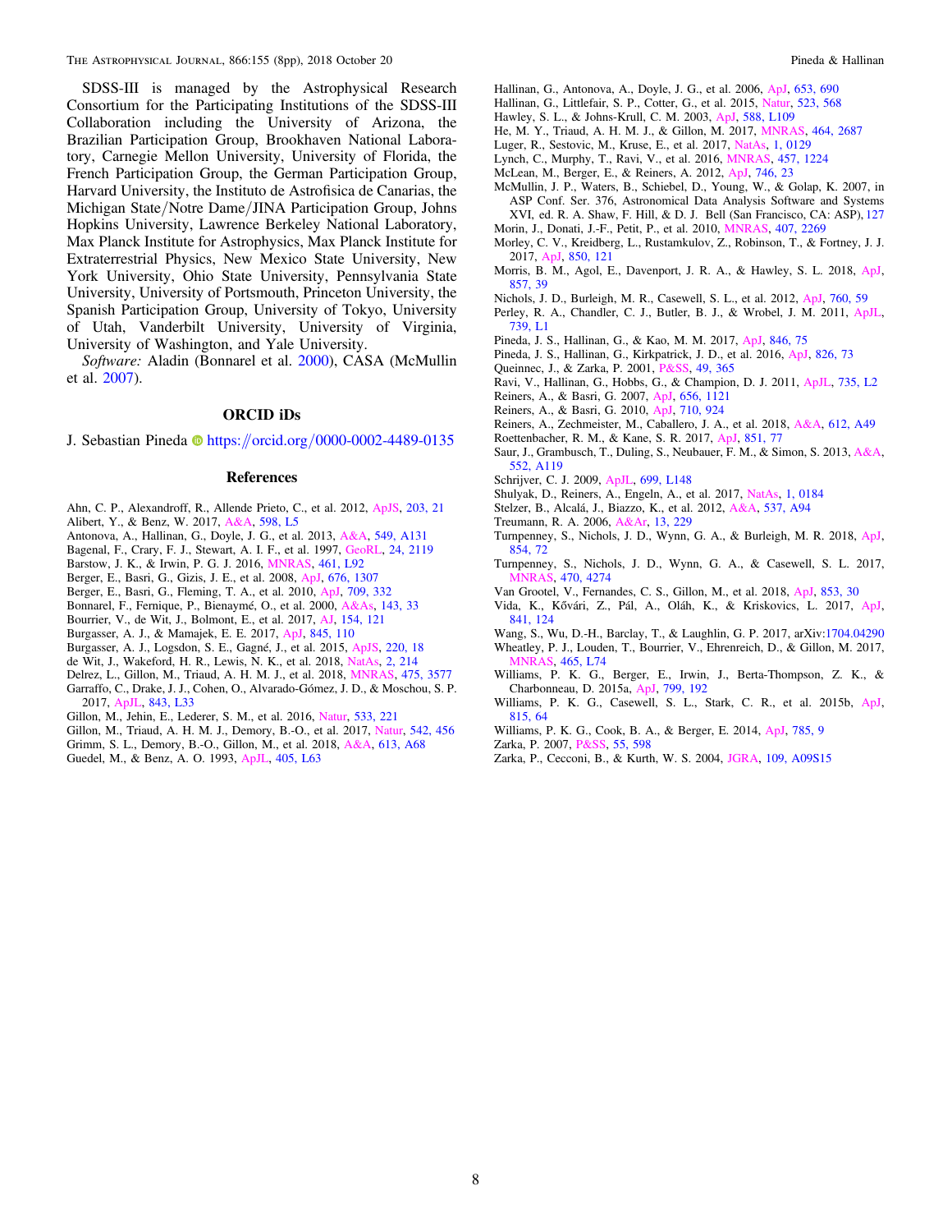SDSS-III is managed by the Astrophysical Research Consortium for the Participating Institutions of the SDSS-III Collaboration including the University of Arizona, the Brazilian Participation Group, Brookhaven National Laboratory, Carnegie Mellon University, University of Florida, the French Participation Group, the German Participation Group, Harvard University, the Instituto de Astrofisica de Canarias, the Michigan State/Notre Dame/JINA Participation Group, Johns Hopkins University, Lawrence Berkeley National Laboratory, Max Planck Institute for Astrophysics, Max Planck Institute for Extraterrestrial Physics, New Mexico State University, New York University, Ohio State University, Pennsylvania State University, University of Portsmouth, Princeton University, the Spanish Participation Group, University of Tokyo, University of Utah, Vanderbilt University, University of Virginia, University of Washington, and Yale University.

*Software:* Aladin (Bonnarel et al. 2000), CASA (McMullin et al. 2007).

## ORCID iDs

J. Sebastian Pineda https://orcid.org/0000-0002-4489-0135

## References

Ahn, C. P., Alexandroff, R., Allende Prieto, C., et al. 2012, ApJS, 203, 21
Alibert, Y., & Benz, W. 2017, A&A, 598, L5
Antonova, A., Hallinan, G., Doyle, J. G., et al. 2013, A&A, 549, A131
Bagenal, F., Crary, F. J., Stewart, A. I. F., et al. 1997, GeoRL, 24, 2119
Barstow, J. K., & Irwin, P. G. J. 2016, MNRAS, 461, L92
Berger, E., Basri, G., Gizis, J. E., et al. 2008, ApJ, 676, 1307
Berger, E., Basri, G., Fleming, T. A., et al. 2010, ApJ, 709, 332
Bonnarel, F., Fernique, P., Bienaymé, O., et al. 2000, A&As, 143, 33
Bourrier, V., de Wit, J., Bolmont, E., et al. 2017, AJ, 154, 121
Burgasser, A. J., & Mamajek, E. E. 2017, ApJ, 845, 110
Burgasser, A. J., Logsdon, S. E., Gagné, J., et al. 2015, ApJS, 220, 18
de Wit, J., Wakeford, H. R., Lewis, N. K., et al. 2018, NatAs, 2, 214
Delrez, L., Gillon, M., Triaud, A. H. M. J., et al. 2018, MNRAS, 475, 3577
Garraffo, C., Drake, J. J., Cohen, O., Alvarado-Gómez, J. D., & Moschou, S. P. 2017, ApJL, 843, L33
Gillon, M., Jehin, E., Lederer, S. M., et al. 2016, Natur, 533, 221
Gillon, M., Triaud, A. H. M. J., Demory, B.-O., et al. 2017, Natur, 542, 456
Grimm, S. L., Demory, B.-O., Gillon, M., et al. 2018, A&A, 613, A68
Guedel, M., & Benz, A. O. 1993, ApJL, 405, L63
Hallinan, G., Antonova, A., Doyle, J. G., et al. 2006, ApJ, 653, 690
Hallinan, G., Littlefair, S. P., Cotter, G., et al. 2015, Natur, 523, 568
Hawley, S. L., & Johns-Krull, C. M. 2003, ApJ, 588, L109
He, M. Y., Triaud, A. H. M. J., & Gillon, M. 2017, MNRAS, 464, 2687
Luger, R., Sestovic, M., Kruse, E., et al. 2017, NatAs, 1, 0129
Lynch, C., Murphy, T., Ravi, V., et al. 2016, MNRAS, 457, 1224
McLean, M., Berger, E., & Reiners, A. 2012, ApJ, 746, 23
McMullin, J. P., Waters, B., Schiebel, D., Young, W., & Golap, K. 2007, in ASP Conf. Ser. 376, Astronomical Data Analysis Software and Systems XVI, ed. R. A. Shaw, F. Hill, & D. J. Bell (San Francisco, CA: ASP), 127
Morin, J., Donati, J.-F., Petit, P., et al. 2010, MNRAS, 407, 2269
Morley, C. V., Kreidberg, L., Rustamkulov, Z., Robinson, T., & Fortney, J. J. 2017, ApJ, 850, 121
Morris, B. M., Agol, E., Davenport, J. R. A., & Hawley, S. L. 2018, ApJ, 857, 39
Nichols, J. D., Burleigh, M. R., Casewell, S. L., et al. 2012, ApJ, 760, 59
Perley, R. A., Chandler, C. J., Butler, B. J., & Wrobel, J. M. 2011, ApJL, 739, L1
Pineda, J. S., Hallinan, G., & Kao, M. M. 2017, ApJ, 846, 75
Pineda, J. S., Hallinan, G., Kirkpatrick, J. D., et al. 2016, ApJ, 826, 73
Queinnec, J., & Zarka, P. 2001, P&SS, 49, 365
Ravi, V., Hallinan, G., Hobbs, G., & Champion, D. J. 2011, ApJL, 735, L2
Reiners, A., & Basri, G. 2007, ApJ, 656, 1121
Reiners, A., & Basri, G. 2010, ApJ, 710, 924
Reiners, A., Zechmeister, M., Caballero, J. A., et al. 2018, A&A, 612, A49
Roettenbacher, R. M., & Kane, S. R. 2017, ApJ, 851, 77
Saur, J., Grambusch, T., Duling, S., Neubauer, F. M., & Simon, S. 2013, A&A, 552, A119
Schrijver, C. J. 2009, ApJL, 699, L148
Shulyak, D., Reiners, A., Engeln, A., et al. 2017, NatAs, 1, 0184
Stelzer, B., Alcalá, J., Biazzo, K., et al. 2012, A&A, 537, A94
Treumann, R. A. 2006, A&Ar, 13, 229
Turnpenney, S., Nichols, J. D., Wynn, G. A., & Burleigh, M. R. 2018, ApJ, 854, 72
Turnpenney, S., Nichols, J. D., Wynn, G. A., & Casewell, S. L. 2017, MNRAS, 470, 4274
Van Grootel, V., Fernandes, C. S., Gillon, M., et al. 2018, ApJ, 853, 30
Vida, K., Kővári, Z., Pál, A., Oláh, K., & Kriskovics, L. 2017, ApJ, 841, 124
Wang, S., Wu, D.-H., Barclay, T., & Laughlin, G. P. 2017, arXiv:1704.04290
Wheatley, P. J., Louden, T., Bourrier, V., Ehrenreich, D., & Gillon, M. 2017, MNRAS, 465, L74
Williams, P. K. G., Berger, E., Irwin, J., Berta-Thompson, Z. K., & Charbonneau, D. 2015a, ApJ, 799, 192
Williams, P. K. G., Casewell, S. L., Stark, C. R., et al. 2015b, ApJ, 815, 64
Williams, P. K. G., Cook, B. A., & Berger, E. 2014, ApJ, 785, 9
Zarka, P. 2007, P&SS, 55, 598
Zarka, P., Cecconi, B., & Kurth, W. S. 2004, JGRA, 109, A09S15